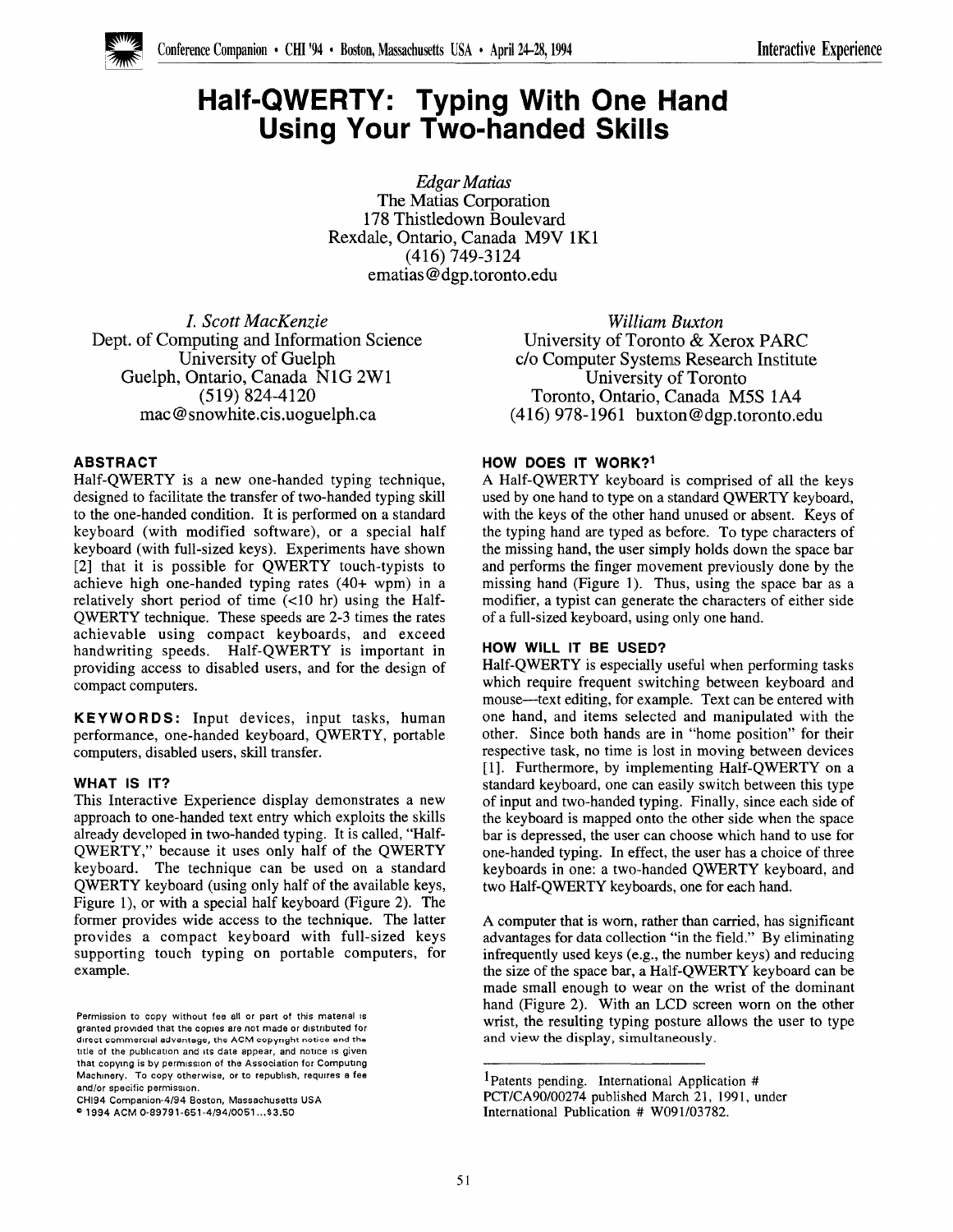# Half-QWERTY: Typing With One Hand Using Your Two-handed Skills

*Edgar Matias*
The Matias Corporation
178 Thistledown Boulevard
Rexdale, Ontario, Canada M9V 1K1
(416) 749-3124
ematias@dgp.toronto.edu

*I. Scott MacKenzie*
Dept. of Computing and Information Science
University of Guelph
Guelph, Ontario, Canada N1G 2W1
(519) 824-4120
mac@snowhite.cis.uoguelph.ca

*William Buxton*
University of Toronto & Xerox PARC
c/o Computer Systems Research Institute
University of Toronto
Toronto, Ontario, Canada M5S 1A4
(416) 978-1961 buxton@dgp.toronto.edu

## ABSTRACT

Half-QWERTY is a new one-handed typing technique, designed to facilitate the transfer of two-handed typing skill to the one-handed condition. It is performed on a standard keyboard (with modified software), or a special half keyboard (with full-sized keys). Experiments have shown [2] that it is possible for QWERTY touch-typists to achieve high one-handed typing rates (40+ wpm) in a relatively short period of time (<10 hr) using the Half-QWERTY technique. These speeds are 2-3 times the rates achievable using compact keyboards, and exceed handwriting speeds. Half-QWERTY is important in providing access to disabled users, and for the design of compact computers.

**KEYWORDS:** Input devices, input tasks, human performance, one-handed keyboard, QWERTY, portable computers, disabled users, skill transfer.

## WHAT IS IT?

This Interactive Experience display demonstrates a new approach to one-handed text entry which exploits the skills already developed in two-handed typing. It is called, "Half-QWERTY," because it uses only half of the QWERTY keyboard. The technique can be used on a standard QWERTY keyboard (using only half of the available keys, Figure 1), or with a special half keyboard (Figure 2). The former provides wide access to the technique. The latter provides a compact keyboard with full-sized keys supporting touch typing on portable computers, for example.

Permission to copy without fee all or part of this material is granted provided that the copies are not made or distributed for direct commercial advantage, the ACM copyright notice and the title of the publication and its date appear, and notice is given that copying is by permission of the Association for Computing Machinery. To copy otherwise, or to republish, requires a fee and/or specific permission.
CHI94 Companion-4/94 Boston, Massachusetts USA
© 1994 ACM 0-89791-651-4/94/0051...$3.50

## HOW DOES IT WORK?[1]

A Half-QWERTY keyboard is comprised of all the keys used by one hand to type on a standard QWERTY keyboard, with the keys of the other hand unused or absent. Keys of the typing hand are typed as before. To type characters of the missing hand, the user simply holds down the space bar and performs the finger movement previously done by the missing hand (Figure 1). Thus, using the space bar as a modifier, a typist can generate the characters of either side of a full-sized keyboard, using only one hand.

## HOW WILL IT BE USED?

Half-QWERTY is especially useful when performing tasks which require frequent switching between keyboard and mouse—text editing, for example. Text can be entered with one hand, and items selected and manipulated with the other. Since both hands are in "home position" for their respective task, no time is lost in moving between devices [1]. Furthermore, by implementing Half-QWERTY on a standard keyboard, one can easily switch between this type of input and two-handed typing. Finally, since each side of the keyboard is mapped onto the other side when the space bar is depressed, the user can choose which hand to use for one-handed typing. In effect, the user has a choice of three keyboards in one: a two-handed QWERTY keyboard, and two Half-QWERTY keyboards, one for each hand.

A computer that is worn, rather than carried, has significant advantages for data collection "in the field." By eliminating infrequently used keys (e.g., the number keys) and reducing the size of the space bar, a Half-QWERTY keyboard can be made small enough to wear on the wrist of the dominant hand (Figure 2). With an LCD screen worn on the other wrist, the resulting typing posture allows the user to type and view the display, simultaneously.

[1] Patents pending. International Application # PCT/CA90/00274 published March 21, 1991, under International Publication # W091/03782.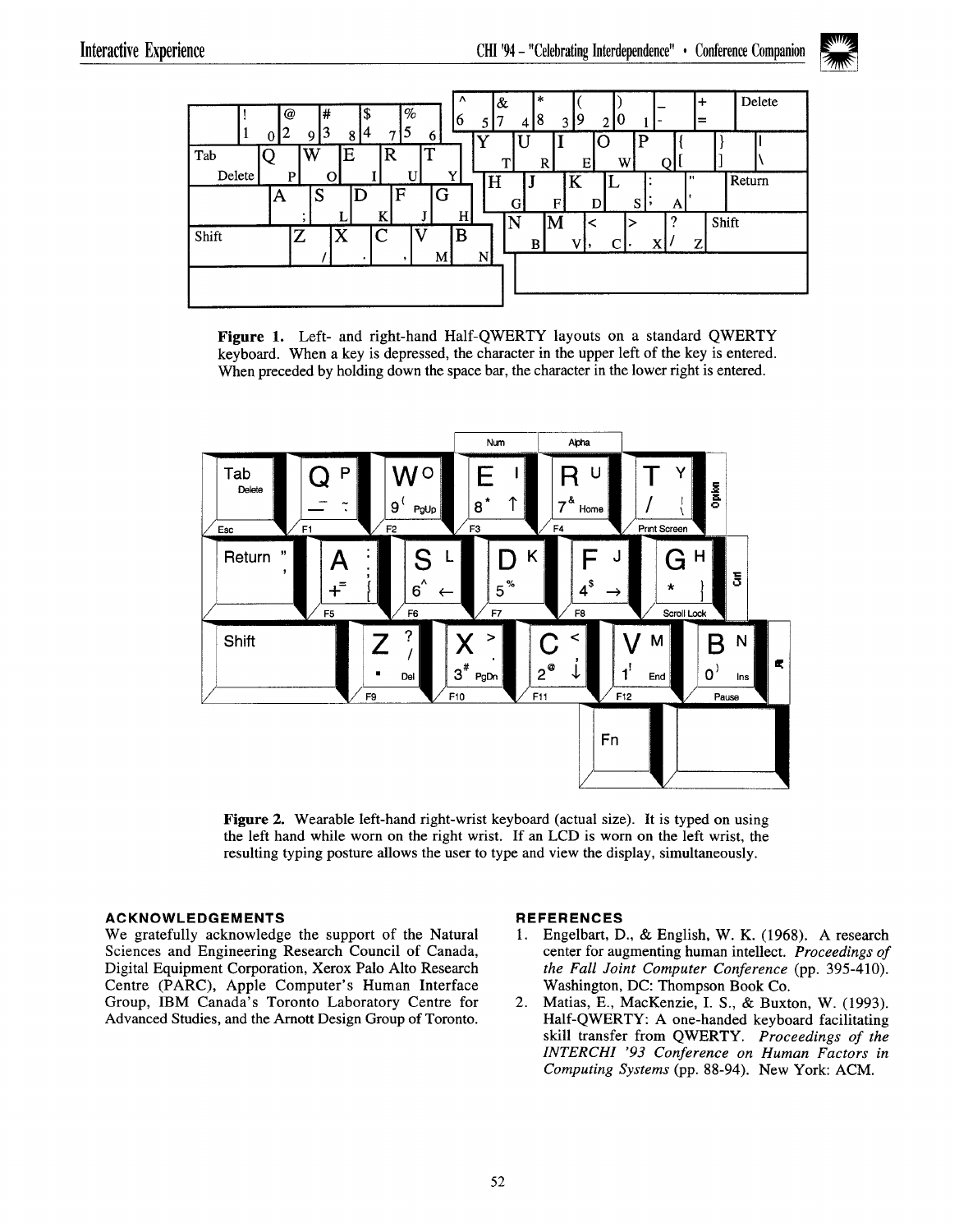**Figure 1.** Left- and right-hand Half-QWERTY layouts on a standard QWERTY keyboard. When a key is depressed, the character in the upper left of the key is entered. When preceded by holding down the space bar, the character in the lower right is entered.

**Figure 2.** Wearable left-hand right-wrist keyboard (actual size). It is typed on using the left hand while worn on the right wrist. If an LCD is worn on the left wrist, the resulting typing posture allows the user to type and view the display, simultaneously.

## ACKNOWLEDGEMENTS

We gratefully acknowledge the support of the Natural Sciences and Engineering Research Council of Canada, Digital Equipment Corporation, Xerox Palo Alto Research Centre (PARC), Apple Computer's Human Interface Group, IBM Canada's Toronto Laboratory Centre for Advanced Studies, and the Arnott Design Group of Toronto.

## REFERENCES

1. Engelbart, D., & English, W. K. (1968). A research center for augmenting human intellect. *Proceedings of the Fall Joint Computer Conference* (pp. 395-410). Washington, DC: Thompson Book Co.
2. Matias, E., MacKenzie, I. S., & Buxton, W. (1993). Half-QWERTY: A one-handed keyboard facilitating skill transfer from QWERTY. *Proceedings of the INTERCHI '93 Conference on Human Factors in Computing Systems* (pp. 88-94). New York: ACM.